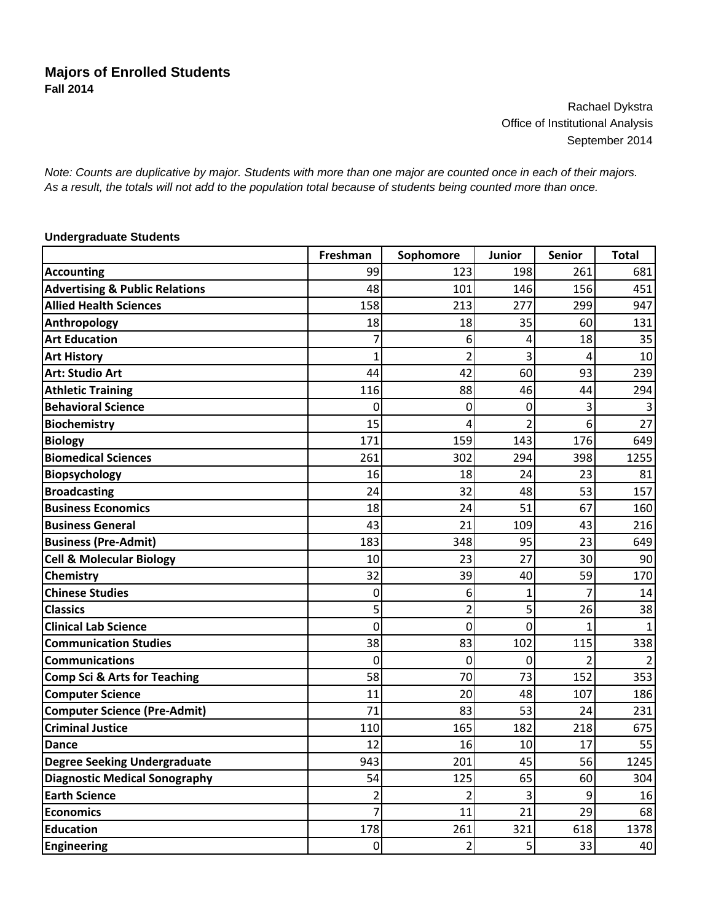# Majors of Enrolled Students

**Fall 2014**

Rachael Dykstra
Office of Institutional Analysis
September 2014

*Note: Counts are duplicative by major. Students with more than one major are counted once in each of their majors. As a result, the totals will not add to the population total because of students being counted more than once.*

**Undergraduate Students**

| | Freshman | Sophomore | Junior | Senior | Total |
|---|---|---|---|---|---|
| **Accounting** | 99 | 123 | 198 | 261 | 681 |
| **Advertising & Public Relations** | 48 | 101 | 146 | 156 | 451 |
| **Allied Health Sciences** | 158 | 213 | 277 | 299 | 947 |
| **Anthropology** | 18 | 18 | 35 | 60 | 131 |
| **Art Education** | 7 | 6 | 4 | 18 | 35 |
| **Art History** | 1 | 2 | 3 | 4 | 10 |
| **Art: Studio Art** | 44 | 42 | 60 | 93 | 239 |
| **Athletic Training** | 116 | 88 | 46 | 44 | 294 |
| **Behavioral Science** | 0 | 0 | 0 | 3 | 3 |
| **Biochemistry** | 15 | 4 | 2 | 6 | 27 |
| **Biology** | 171 | 159 | 143 | 176 | 649 |
| **Biomedical Sciences** | 261 | 302 | 294 | 398 | 1255 |
| **Biopsychology** | 16 | 18 | 24 | 23 | 81 |
| **Broadcasting** | 24 | 32 | 48 | 53 | 157 |
| **Business Economics** | 18 | 24 | 51 | 67 | 160 |
| **Business General** | 43 | 21 | 109 | 43 | 216 |
| **Business (Pre-Admit)** | 183 | 348 | 95 | 23 | 649 |
| **Cell & Molecular Biology** | 10 | 23 | 27 | 30 | 90 |
| **Chemistry** | 32 | 39 | 40 | 59 | 170 |
| **Chinese Studies** | 0 | 6 | 1 | 7 | 14 |
| **Classics** | 5 | 2 | 5 | 26 | 38 |
| **Clinical Lab Science** | 0 | 0 | 0 | 1 | 1 |
| **Communication Studies** | 38 | 83 | 102 | 115 | 338 |
| **Communications** | 0 | 0 | 0 | 2 | 2 |
| **Comp Sci & Arts for Teaching** | 58 | 70 | 73 | 152 | 353 |
| **Computer Science** | 11 | 20 | 48 | 107 | 186 |
| **Computer Science (Pre-Admit)** | 71 | 83 | 53 | 24 | 231 |
| **Criminal Justice** | 110 | 165 | 182 | 218 | 675 |
| **Dance** | 12 | 16 | 10 | 17 | 55 |
| **Degree Seeking Undergraduate** | 943 | 201 | 45 | 56 | 1245 |
| **Diagnostic Medical Sonography** | 54 | 125 | 65 | 60 | 304 |
| **Earth Science** | 2 | 2 | 3 | 9 | 16 |
| **Economics** | 7 | 11 | 21 | 29 | 68 |
| **Education** | 178 | 261 | 321 | 618 | 1378 |
| **Engineering** | 0 | 2 | 5 | 33 | 40 |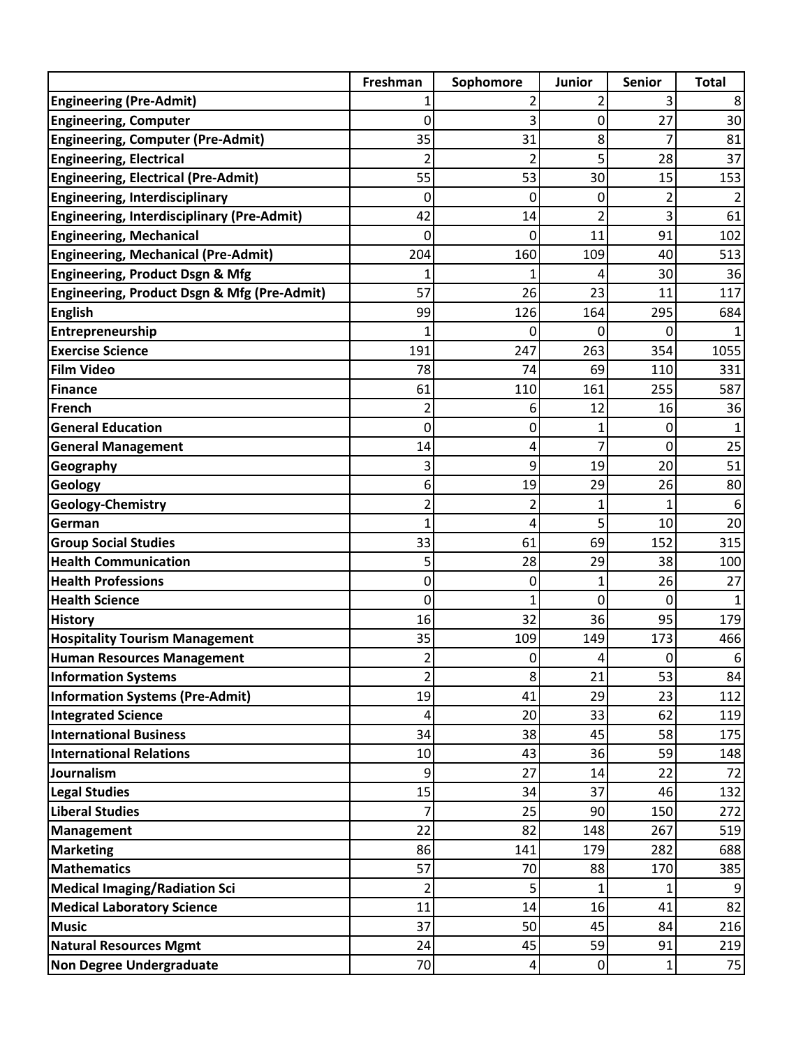| | Freshman | Sophomore | Junior | Senior | Total |
|---|---|---|---|---|---|
| **Engineering (Pre-Admit)** | 1 | 2 | 2 | 3 | 8 |
| **Engineering, Computer** | 0 | 3 | 0 | 27 | 30 |
| **Engineering, Computer (Pre-Admit)** | 35 | 31 | 8 | 7 | 81 |
| **Engineering, Electrical** | 2 | 2 | 5 | 28 | 37 |
| **Engineering, Electrical (Pre-Admit)** | 55 | 53 | 30 | 15 | 153 |
| **Engineering, Interdisciplinary** | 0 | 0 | 0 | 2 | 2 |
| **Engineering, Interdisciplinary (Pre-Admit)** | 42 | 14 | 2 | 3 | 61 |
| **Engineering, Mechanical** | 0 | 0 | 11 | 91 | 102 |
| **Engineering, Mechanical (Pre-Admit)** | 204 | 160 | 109 | 40 | 513 |
| **Engineering, Product Dsgn & Mfg** | 1 | 1 | 4 | 30 | 36 |
| **Engineering, Product Dsgn & Mfg (Pre-Admit)** | 57 | 26 | 23 | 11 | 117 |
| **English** | 99 | 126 | 164 | 295 | 684 |
| **Entrepreneurship** | 1 | 0 | 0 | 0 | 1 |
| **Exercise Science** | 191 | 247 | 263 | 354 | 1055 |
| **Film Video** | 78 | 74 | 69 | 110 | 331 |
| **Finance** | 61 | 110 | 161 | 255 | 587 |
| **French** | 2 | 6 | 12 | 16 | 36 |
| **General Education** | 0 | 0 | 1 | 0 | 1 |
| **General Management** | 14 | 4 | 7 | 0 | 25 |
| **Geography** | 3 | 9 | 19 | 20 | 51 |
| **Geology** | 6 | 19 | 29 | 26 | 80 |
| **Geology-Chemistry** | 2 | 2 | 1 | 1 | 6 |
| **German** | 1 | 4 | 5 | 10 | 20 |
| **Group Social Studies** | 33 | 61 | 69 | 152 | 315 |
| **Health Communication** | 5 | 28 | 29 | 38 | 100 |
| **Health Professions** | 0 | 0 | 1 | 26 | 27 |
| **Health Science** | 0 | 1 | 0 | 0 | 1 |
| **History** | 16 | 32 | 36 | 95 | 179 |
| **Hospitality Tourism Management** | 35 | 109 | 149 | 173 | 466 |
| **Human Resources Management** | 2 | 0 | 4 | 0 | 6 |
| **Information Systems** | 2 | 8 | 21 | 53 | 84 |
| **Information Systems (Pre-Admit)** | 19 | 41 | 29 | 23 | 112 |
| **Integrated Science** | 4 | 20 | 33 | 62 | 119 |
| **International Business** | 34 | 38 | 45 | 58 | 175 |
| **International Relations** | 10 | 43 | 36 | 59 | 148 |
| **Journalism** | 9 | 27 | 14 | 22 | 72 |
| **Legal Studies** | 15 | 34 | 37 | 46 | 132 |
| **Liberal Studies** | 7 | 25 | 90 | 150 | 272 |
| **Management** | 22 | 82 | 148 | 267 | 519 |
| **Marketing** | 86 | 141 | 179 | 282 | 688 |
| **Mathematics** | 57 | 70 | 88 | 170 | 385 |
| **Medical Imaging/Radiation Sci** | 2 | 5 | 1 | 1 | 9 |
| **Medical Laboratory Science** | 11 | 14 | 16 | 41 | 82 |
| **Music** | 37 | 50 | 45 | 84 | 216 |
| **Natural Resources Mgmt** | 24 | 45 | 59 | 91 | 219 |
| **Non Degree Undergraduate** | 70 | 4 | 0 | 1 | 75 |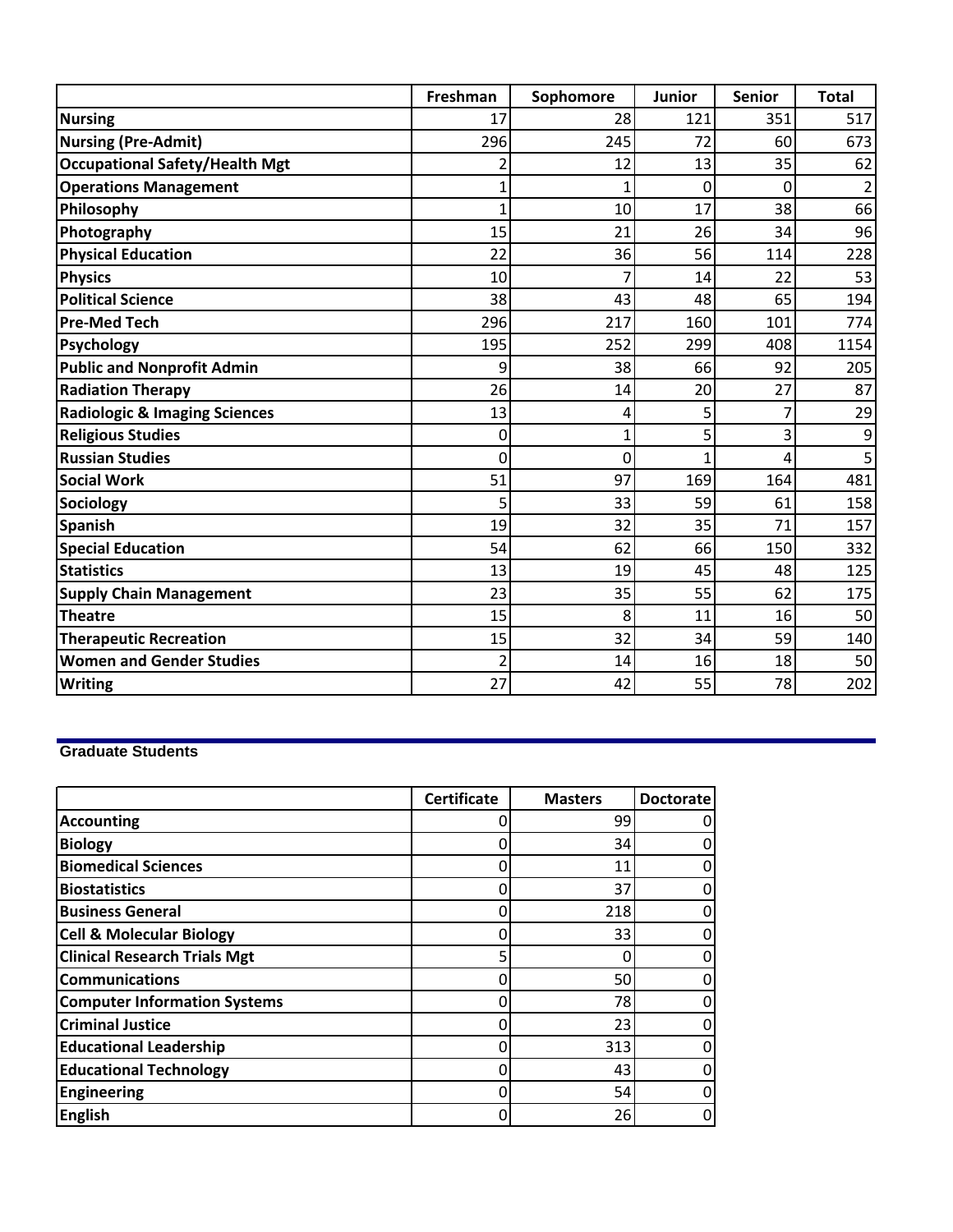| | Freshman | Sophomore | Junior | Senior | Total |
|---|---|---|---|---|---|
| **Nursing** | 17 | 28 | 121 | 351 | 517 |
| **Nursing (Pre-Admit)** | 296 | 245 | 72 | 60 | 673 |
| **Occupational Safety/Health Mgt** | 2 | 12 | 13 | 35 | 62 |
| **Operations Management** | 1 | 1 | 0 | 0 | 2 |
| **Philosophy** | 1 | 10 | 17 | 38 | 66 |
| **Photography** | 15 | 21 | 26 | 34 | 96 |
| **Physical Education** | 22 | 36 | 56 | 114 | 228 |
| **Physics** | 10 | 7 | 14 | 22 | 53 |
| **Political Science** | 38 | 43 | 48 | 65 | 194 |
| **Pre-Med Tech** | 296 | 217 | 160 | 101 | 774 |
| **Psychology** | 195 | 252 | 299 | 408 | 1154 |
| **Public and Nonprofit Admin** | 9 | 38 | 66 | 92 | 205 |
| **Radiation Therapy** | 26 | 14 | 20 | 27 | 87 |
| **Radiologic & Imaging Sciences** | 13 | 4 | 5 | 7 | 29 |
| **Religious Studies** | 0 | 1 | 5 | 3 | 9 |
| **Russian Studies** | 0 | 0 | 1 | 4 | 5 |
| **Social Work** | 51 | 97 | 169 | 164 | 481 |
| **Sociology** | 5 | 33 | 59 | 61 | 158 |
| **Spanish** | 19 | 32 | 35 | 71 | 157 |
| **Special Education** | 54 | 62 | 66 | 150 | 332 |
| **Statistics** | 13 | 19 | 45 | 48 | 125 |
| **Supply Chain Management** | 23 | 35 | 55 | 62 | 175 |
| **Theatre** | 15 | 8 | 11 | 16 | 50 |
| **Therapeutic Recreation** | 15 | 32 | 34 | 59 | 140 |
| **Women and Gender Studies** | 2 | 14 | 16 | 18 | 50 |
| **Writing** | 27 | 42 | 55 | 78 | 202 |

## Graduate Students

| | Certificate | Masters | Doctorate |
|---|---|---|---|
| **Accounting** | 0 | 99 | 0 |
| **Biology** | 0 | 34 | 0 |
| **Biomedical Sciences** | 0 | 11 | 0 |
| **Biostatistics** | 0 | 37 | 0 |
| **Business General** | 0 | 218 | 0 |
| **Cell & Molecular Biology** | 0 | 33 | 0 |
| **Clinical Research Trials Mgt** | 5 | 0 | 0 |
| **Communications** | 0 | 50 | 0 |
| **Computer Information Systems** | 0 | 78 | 0 |
| **Criminal Justice** | 0 | 23 | 0 |
| **Educational Leadership** | 0 | 313 | 0 |
| **Educational Technology** | 0 | 43 | 0 |
| **Engineering** | 0 | 54 | 0 |
| **English** | 0 | 26 | 0 |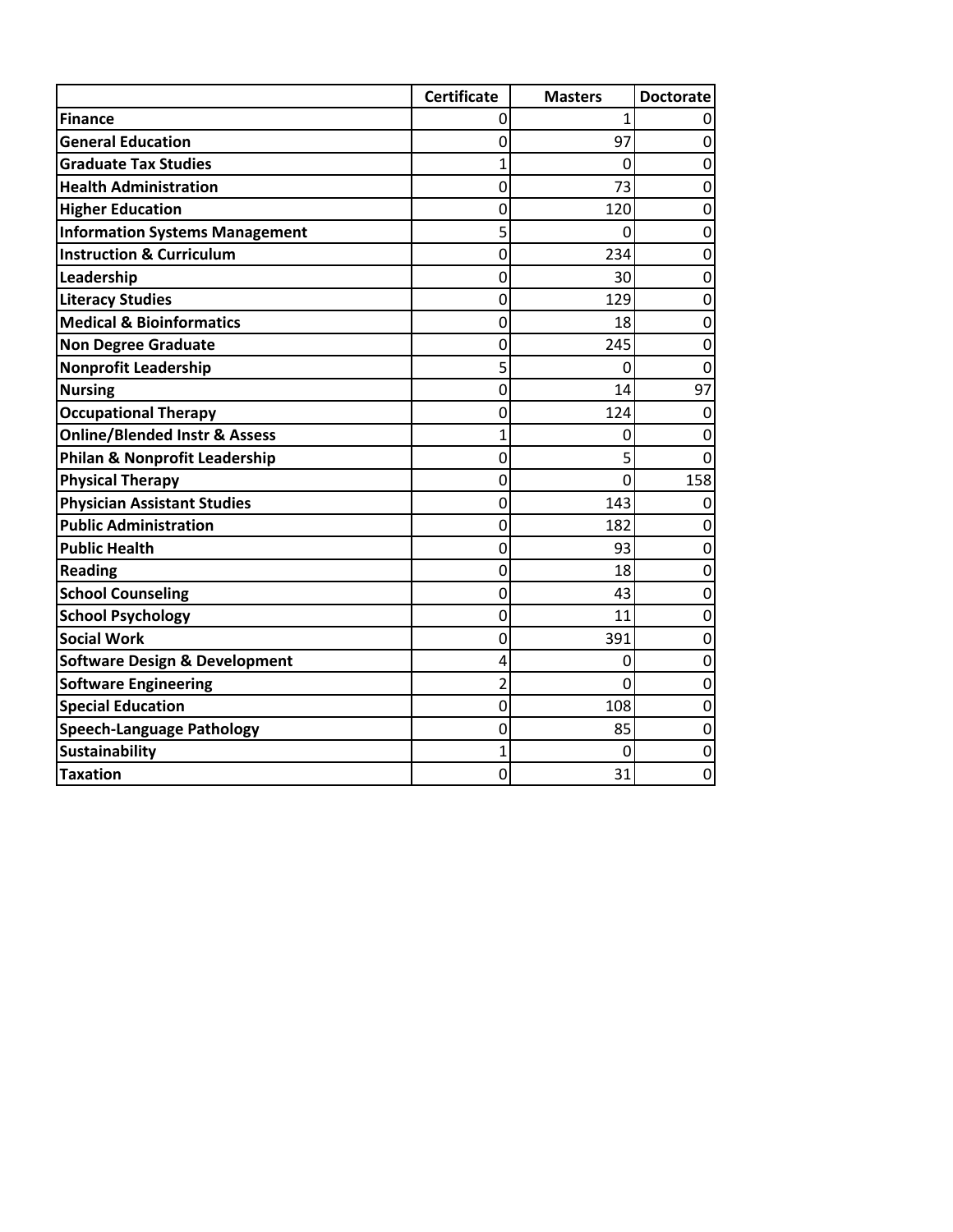| | Certificate | Masters | Doctorate |
|---|---|---|---|
| **Finance** | 0 | 1 | 0 |
| **General Education** | 0 | 97 | 0 |
| **Graduate Tax Studies** | 1 | 0 | 0 |
| **Health Administration** | 0 | 73 | 0 |
| **Higher Education** | 0 | 120 | 0 |
| **Information Systems Management** | 5 | 0 | 0 |
| **Instruction & Curriculum** | 0 | 234 | 0 |
| **Leadership** | 0 | 30 | 0 |
| **Literacy Studies** | 0 | 129 | 0 |
| **Medical & Bioinformatics** | 0 | 18 | 0 |
| **Non Degree Graduate** | 0 | 245 | 0 |
| **Nonprofit Leadership** | 5 | 0 | 0 |
| **Nursing** | 0 | 14 | 97 |
| **Occupational Therapy** | 0 | 124 | 0 |
| **Online/Blended Instr & Assess** | 1 | 0 | 0 |
| **Philan & Nonprofit Leadership** | 0 | 5 | 0 |
| **Physical Therapy** | 0 | 0 | 158 |
| **Physician Assistant Studies** | 0 | 143 | 0 |
| **Public Administration** | 0 | 182 | 0 |
| **Public Health** | 0 | 93 | 0 |
| **Reading** | 0 | 18 | 0 |
| **School Counseling** | 0 | 43 | 0 |
| **School Psychology** | 0 | 11 | 0 |
| **Social Work** | 0 | 391 | 0 |
| **Software Design & Development** | 4 | 0 | 0 |
| **Software Engineering** | 2 | 0 | 0 |
| **Special Education** | 0 | 108 | 0 |
| **Speech-Language Pathology** | 0 | 85 | 0 |
| **Sustainability** | 1 | 0 | 0 |
| **Taxation** | 0 | 31 | 0 |